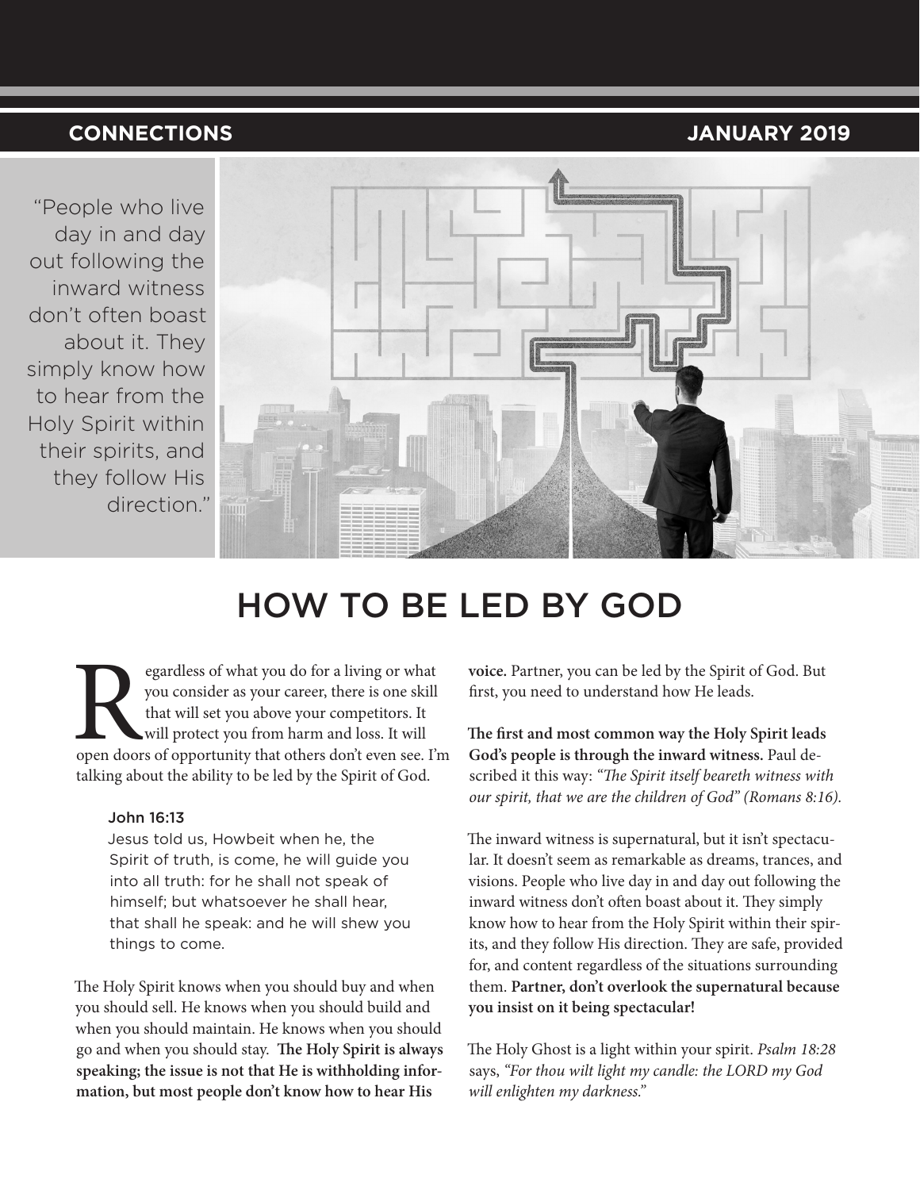CONNECTIONS JANUARY 2019

"People who live day in and day out following the inward witness don't often boast about it. They simply know how to hear from the Holy Spirit within their spirits, and they follow His direction."

# HOW TO BE LED BY GOD

Regardless of what you do for a living or what you consider as your career, there is one skill that will set you above your competitors. It will protect you from harm and loss. It will open doors of opportunity that others don't even see. I'm talking about the ability to be led by the Spirit of God.

> John 16:13
>
> Jesus told us, Howbeit when he, the Spirit of truth, is come, he will guide you into all truth: for he shall not speak of himself; but whatsoever he shall hear, that shall he speak: and he will shew you things to come.

The Holy Spirit knows when you should buy and when you should sell. He knows when you should build and when you should maintain. He knows when you should go and when you should stay. **The Holy Spirit is always speaking; the issue is not that He is withholding information, but most people don't know how to hear His voice.** Partner, you can be led by the Spirit of God. But first, you need to understand how He leads.

**The first and most common way the Holy Spirit leads God's people is through the inward witness.** Paul described it this way: *"The Spirit itself beareth witness with our spirit, that we are the children of God" (Romans 8:16).*

The inward witness is supernatural, but it isn't spectacular. It doesn't seem as remarkable as dreams, trances, and visions. People who live day in and day out following the inward witness don't often boast about it. They simply know how to hear from the Holy Spirit within their spirits, and they follow His direction. They are safe, provided for, and content regardless of the situations surrounding them. **Partner, don't overlook the supernatural because you insist on it being spectacular!**

The Holy Ghost is a light within your spirit. *Psalm 18:28* says, *"For thou wilt light my candle: the LORD my God will enlighten my darkness."*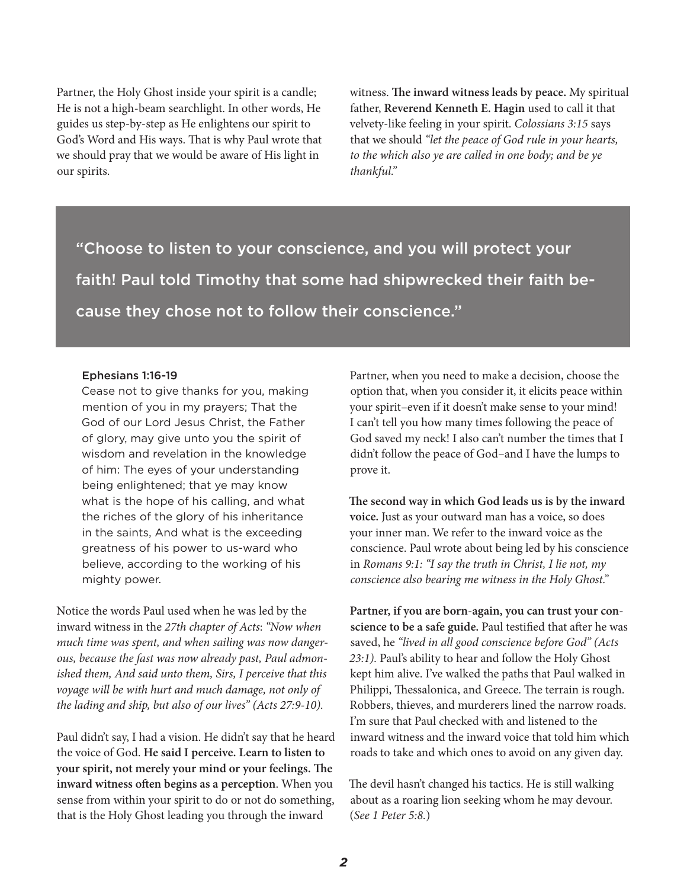Partner, the Holy Ghost inside your spirit is a candle; He is not a high-beam searchlight. In other words, He guides us step-by-step as He enlightens our spirit to God's Word and His ways. That is why Paul wrote that we should pray that we would be aware of His light in our spirits.

witness. **The inward witness leads by peace.** My spiritual father, **Reverend Kenneth E. Hagin** used to call it that velvety-like feeling in your spirit. *Colossians 3:15* says that we should *"let the peace of God rule in your hearts, to the which also ye are called in one body; and be ye thankful."*

> "Choose to listen to your conscience, and you will protect your faith! Paul told Timothy that some had shipwrecked their faith because they chose not to follow their conscience."

Ephesians 1:16-19

Cease not to give thanks for you, making mention of you in my prayers; That the God of our Lord Jesus Christ, the Father of glory, may give unto you the spirit of wisdom and revelation in the knowledge of him: The eyes of your understanding being enlightened; that ye may know what is the hope of his calling, and what the riches of the glory of his inheritance in the saints, And what is the exceeding greatness of his power to us-ward who believe, according to the working of his mighty power.

Notice the words Paul used when he was led by the inward witness in the *27th chapter of Acts*: *"Now when much time was spent, and when sailing was now dangerous, because the fast was now already past, Paul admonished them, And said unto them, Sirs, I perceive that this voyage will be with hurt and much damage, not only of the lading and ship, but also of our lives" (Acts 27:9-10).*

Paul didn't say, I had a vision. He didn't say that he heard the voice of God. **He said I perceive. Learn to listen to your spirit, not merely your mind or your feelings. The inward witness often begins as a perception**. When you sense from within your spirit to do or not do something, that is the Holy Ghost leading you through the inward witness.

Partner, when you need to make a decision, choose the option that, when you consider it, it elicits peace within your spirit–even if it doesn't make sense to your mind! I can't tell you how many times following the peace of God saved my neck! I also can't number the times that I didn't follow the peace of God–and I have the lumps to prove it.

**The second way in which God leads us is by the inward voice.** Just as your outward man has a voice, so does your inner man. We refer to the inward voice as the conscience. Paul wrote about being led by his conscience in *Romans 9:1: "I say the truth in Christ, I lie not, my conscience also bearing me witness in the Holy Ghost."*

**Partner, if you are born-again, you can trust your conscience to be a safe guide.** Paul testified that after he was saved, he *"lived in all good conscience before God" (Acts 23:1).* Paul's ability to hear and follow the Holy Ghost kept him alive. I've walked the paths that Paul walked in Philippi, Thessalonica, and Greece. The terrain is rough. Robbers, thieves, and murderers lined the narrow roads. I'm sure that Paul checked with and listened to the inward witness and the inward voice that told him which roads to take and which ones to avoid on any given day.

The devil hasn't changed his tactics. He is still walking about as a roaring lion seeking whom he may devour. (*See 1 Peter 5:8.*)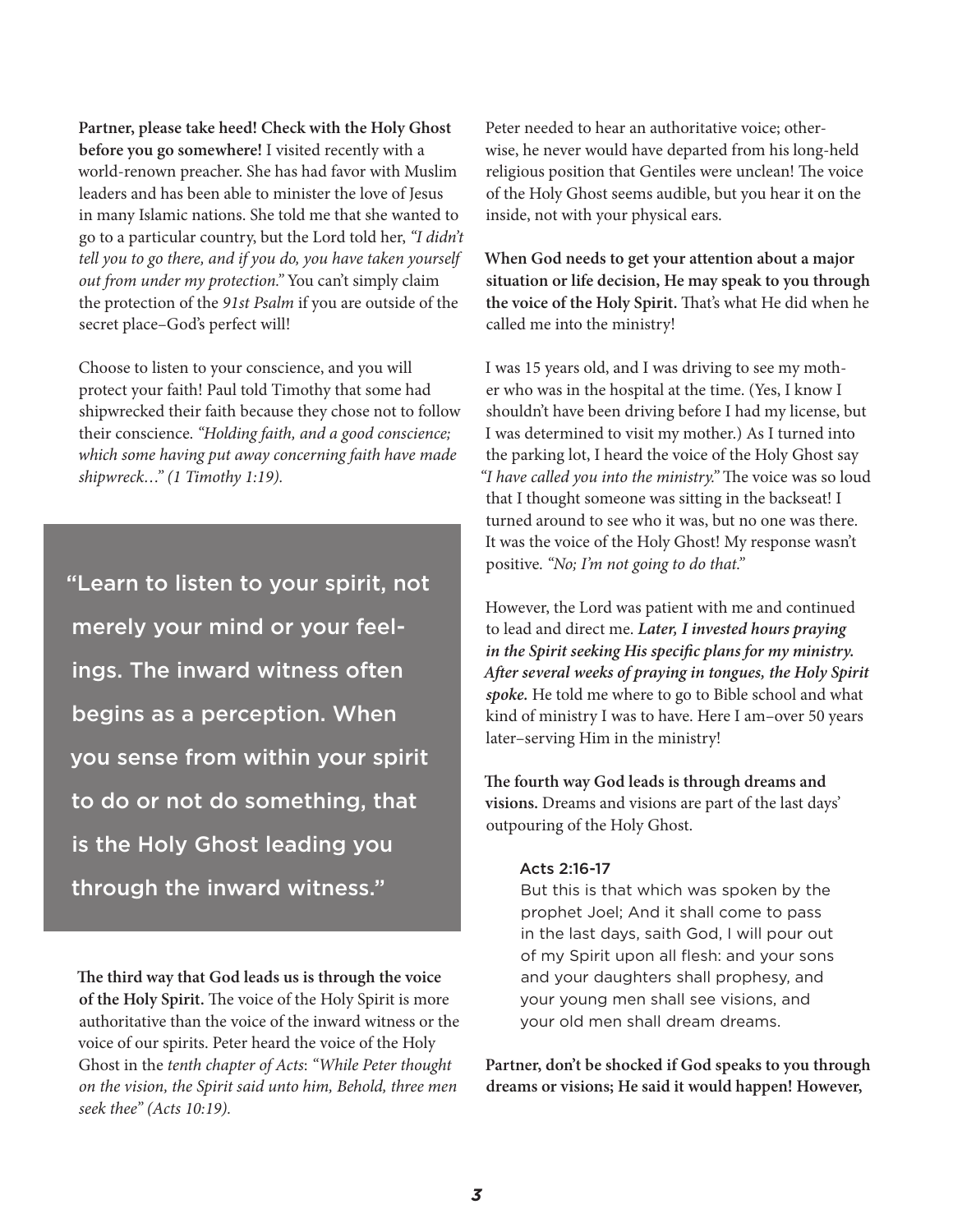**Partner, please take heed! Check with the Holy Ghost before you go somewhere!** I visited recently with a world-renown preacher. She has had favor with Muslim leaders and has been able to minister the love of Jesus in many Islamic nations. She told me that she wanted to go to a particular country, but the Lord told her, *"I didn't tell you to go there, and if you do, you have taken yourself out from under my protection."* You can't simply claim the protection of the *91st Psalm* if you are outside of the secret place–God's perfect will!

Choose to listen to your conscience, and you will protect your faith! Paul told Timothy that some had shipwrecked their faith because they chose not to follow their conscience. *"Holding faith, and a good conscience; which some having put away concerning faith have made shipwreck…" (1 Timothy 1:19).*

> "Learn to listen to your spirit, not merely your mind or your feelings. The inward witness often begins as a perception. When you sense from within your spirit to do or not do something, that is the Holy Ghost leading you through the inward witness."

**The third way that God leads us is through the voice of the Holy Spirit.** The voice of the Holy Spirit is more authoritative than the voice of the inward witness or the voice of our spirits. Peter heard the voice of the Holy Ghost in the *tenth chapter of Acts*: *"While Peter thought on the vision, the Spirit said unto him, Behold, three men seek thee" (Acts 10:19).*

Peter needed to hear an authoritative voice; otherwise, he never would have departed from his long-held religious position that Gentiles were unclean! The voice of the Holy Ghost seems audible, but you hear it on the inside, not with your physical ears.

**When God needs to get your attention about a major situation or life decision, He may speak to you through the voice of the Holy Spirit.** That's what He did when he called me into the ministry!

I was 15 years old, and I was driving to see my mother who was in the hospital at the time. (Yes, I know I shouldn't have been driving before I had my license, but I was determined to visit my mother.) As I turned into the parking lot, I heard the voice of the Holy Ghost say *"I have called you into the ministry."* The voice was so loud that I thought someone was sitting in the backseat! I turned around to see who it was, but no one was there. It was the voice of the Holy Ghost! My response wasn't positive. *"No; I'm not going to do that."*

However, the Lord was patient with me and continued to lead and direct me. ***Later, I invested hours praying in the Spirit seeking His specific plans for my ministry. After several weeks of praying in tongues, the Holy Spirit spoke.*** He told me where to go to Bible school and what kind of ministry I was to have. Here I am–over 50 years later–serving Him in the ministry!

**The fourth way God leads is through dreams and visions.** Dreams and visions are part of the last days' outpouring of the Holy Ghost.

> Acts 2:16-17
> But this is that which was spoken by the prophet Joel; And it shall come to pass in the last days, saith God, I will pour out of my Spirit upon all flesh: and your sons and your daughters shall prophesy, and your young men shall see visions, and your old men shall dream dreams.

**Partner, don't be shocked if God speaks to you through dreams or visions; He said it would happen! However,**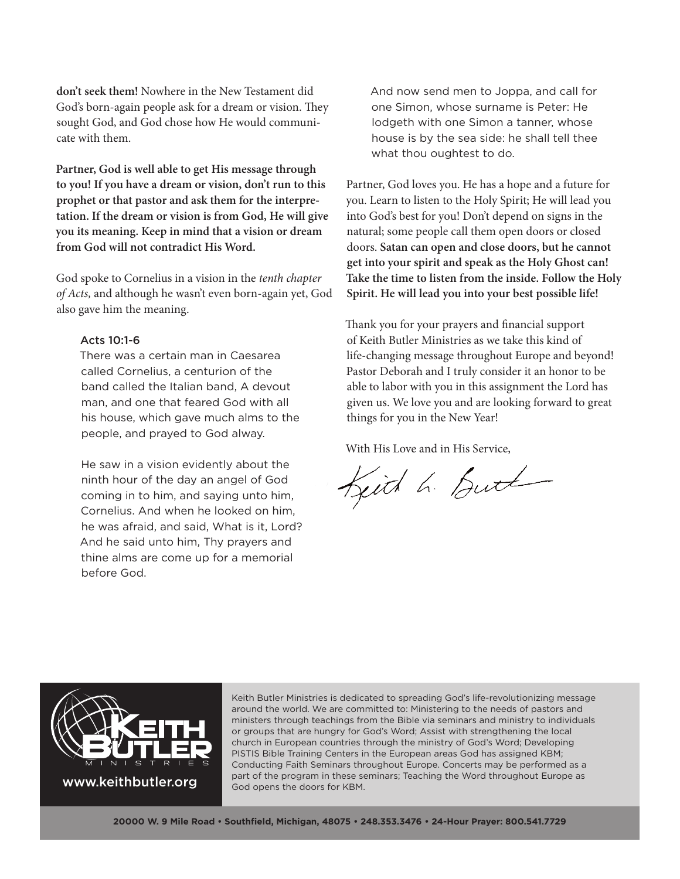**don't seek them!** Nowhere in the New Testament did God's born-again people ask for a dream or vision. They sought God, and God chose how He would communicate with them.

**Partner, God is well able to get His message through to you! If you have a dream or vision, don't run to this prophet or that pastor and ask them for the interpretation. If the dream or vision is from God, He will give you its meaning. Keep in mind that a vision or dream from God will not contradict His Word.**

God spoke to Cornelius in a vision in the *tenth chapter of Acts,* and although he wasn't even born-again yet, God also gave him the meaning.

> Acts 10:1-6
>
> There was a certain man in Caesarea called Cornelius, a centurion of the band called the Italian band, A devout man, and one that feared God with all his house, which gave much alms to the people, and prayed to God alway.
>
> He saw in a vision evidently about the ninth hour of the day an angel of God coming in to him, and saying unto him, Cornelius. And when he looked on him, he was afraid, and said, What is it, Lord? And he said unto him, Thy prayers and thine alms are come up for a memorial before God.
>
> And now send men to Joppa, and call for one Simon, whose surname is Peter: He lodgeth with one Simon a tanner, whose house is by the sea side: he shall tell thee what thou oughtest to do.

Partner, God loves you. He has a hope and a future for you. Learn to listen to the Holy Spirit; He will lead you into God's best for you! Don't depend on signs in the natural; some people call them open doors or closed doors. **Satan can open and close doors, but he cannot get into your spirit and speak as the Holy Ghost can! Take the time to listen from the inside. Follow the Holy Spirit. He will lead you into your best possible life!**

Thank you for your prayers and financial support of Keith Butler Ministries as we take this kind of life-changing message throughout Europe and beyond! Pastor Deborah and I truly consider it an honor to be able to labor with you in this assignment the Lord has given us. We love you and are looking forward to great things for you in the New Year!

With His Love and in His Service,

Keith A. Butler

KEITH BUTLER MINISTRIES

www.keithbutler.org

Keith Butler Ministries is dedicated to spreading God's life-revolutionizing message around the world. We are committed to: Ministering to the needs of pastors and ministers through teachings from the Bible via seminars and ministry to individuals or groups that are hungry for God's Word; Assist with strengthening the local church in European countries through the ministry of God's Word; Developing PISTIS Bible Training Centers in the European areas God has assigned KBM; Conducting Faith Seminars throughout Europe. Concerts may be performed as a part of the program in these seminars; Teaching the Word throughout Europe as God opens the doors for KBM.

**20000 W. 9 Mile Road • Southfield, Michigan, 48075 • 248.353.3476 • 24-Hour Prayer: 800.541.7729**